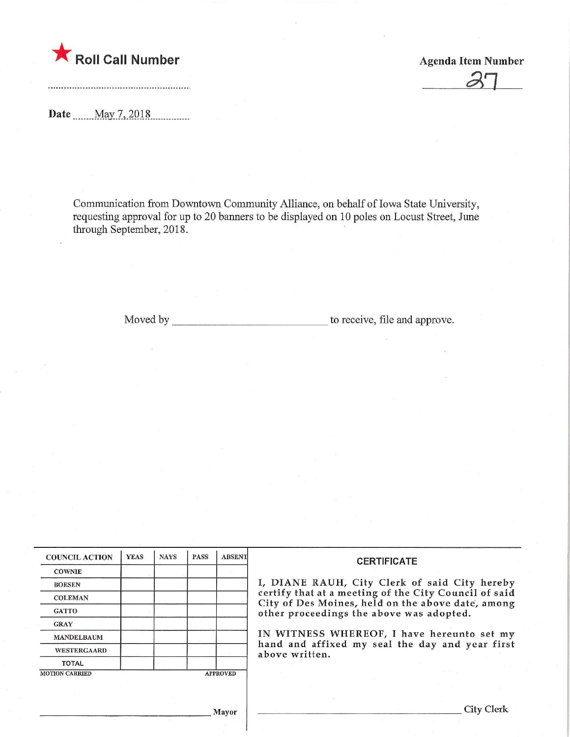★ **Roll Call Number**

**Agenda Item Number**

37

**Date** May 7, 2018

Communication from Downtown Community Alliance, on behalf of Iowa State University, requesting approval for up to 20 banners to be displayed on 10 poles on Locust Street, June through September, 2018.

Moved by ______________________ to receive, file and approve.

| COUNCIL ACTION | YEAS | NAYS | PASS | ABSENT |
|---|---|---|---|---|
| COWNIE | | | | |
| BOESEN | | | | |
| COLEMAN | | | | |
| GATTO | | | | |
| GRAY | | | | |
| MANDELBAUM | | | | |
| WESTERGAARD | | | | |
| TOTAL | | | | |

MOTION CARRIED APPROVED

______________________ Mayor

**CERTIFICATE**

I, DIANE RAUH, City Clerk of said City hereby certify that at a meeting of the City Council of said City of Des Moines, held on the above date, among other proceedings the above was adopted.

IN WITNESS WHEREOF, I have hereunto set my hand and affixed my seal the day and year first above written.

______________________ City Clerk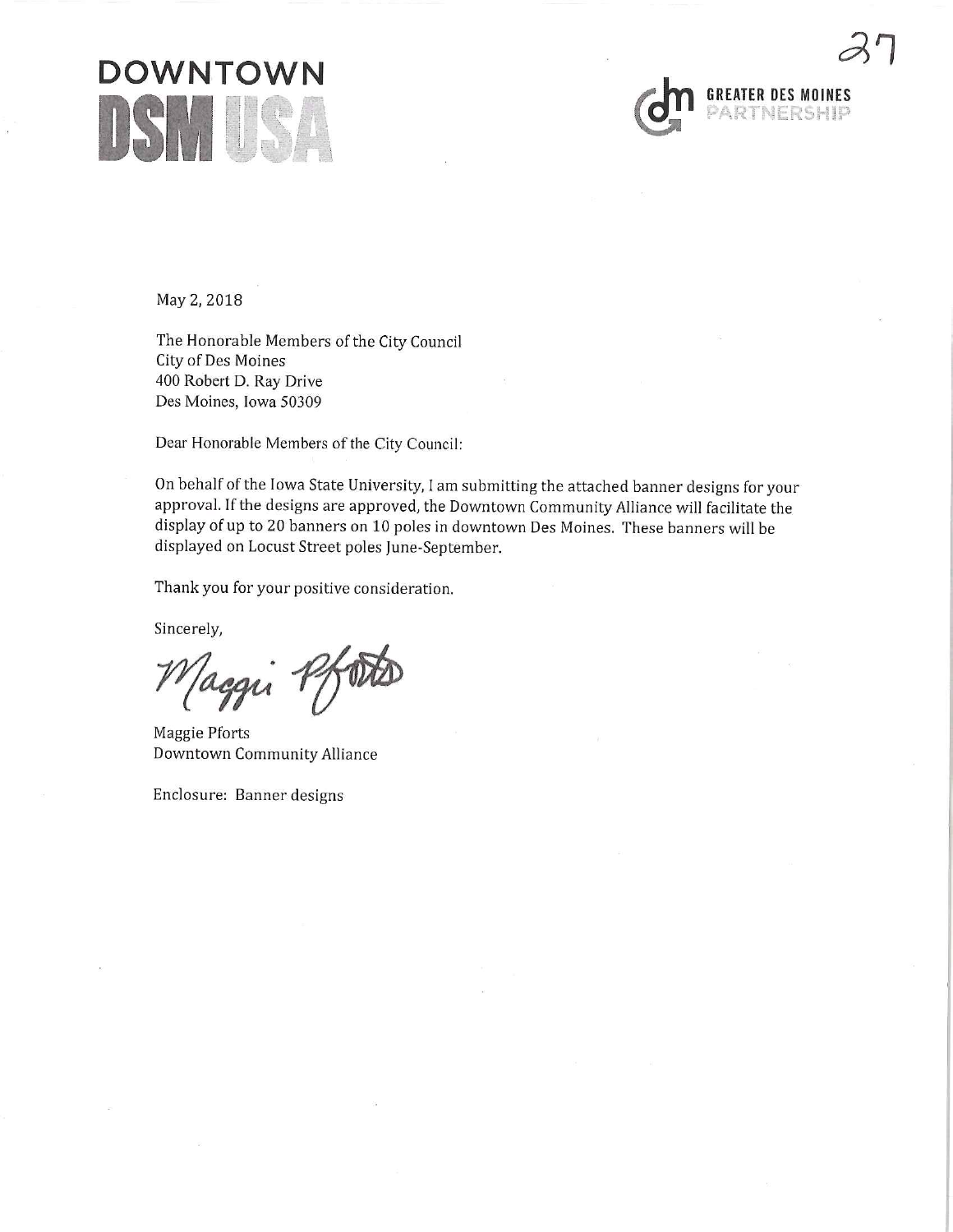DOWNTOWN
DSM USA

GREATER DES MOINES PARTNERSHIP

27

May 2, 2018

The Honorable Members of the City Council
City of Des Moines
400 Robert D. Ray Drive
Des Moines, Iowa 50309

Dear Honorable Members of the City Council:

On behalf of the Iowa State University, I am submitting the attached banner designs for your approval. If the designs are approved, the Downtown Community Alliance will facilitate the display of up to 20 banners on 10 poles in downtown Des Moines. These banners will be displayed on Locust Street poles June-September.

Thank you for your positive consideration.

Sincerely,

Maggie Pforts

Maggie Pforts
Downtown Community Alliance

Enclosure: Banner designs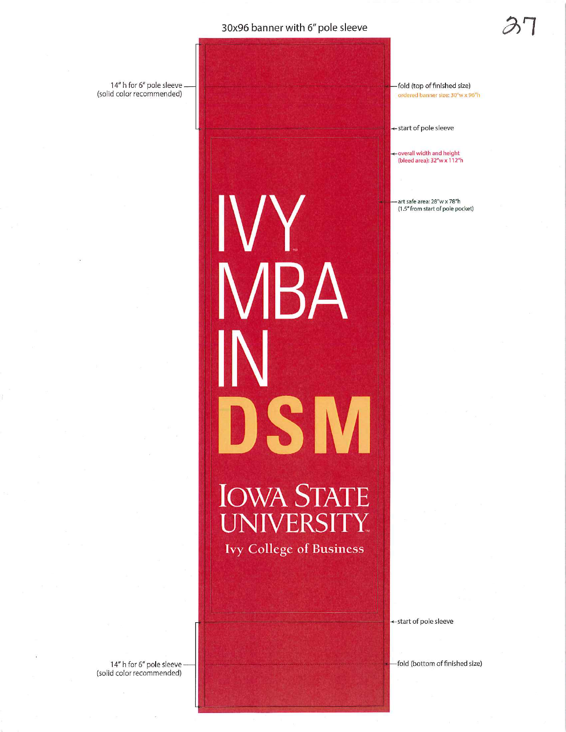30x96 banner with 6" pole sleeve

14" h for 6" pole sleeve (solid color recommended)

fold (top of finished size)
ordered banner size: 30"w x 96"h

start of pole sleeve

overall width and height (bleed area): 32"w x 112"h

art safe area: 28"w x 78"h (1.5" from start of pole pocket)

IVY™
MBA
IN
DSM

IOWA STATE UNIVERSITY™
Ivy College of Business

start of pole sleeve

14" h for 6" pole sleeve (solid color recommended)

fold (bottom of finished size)